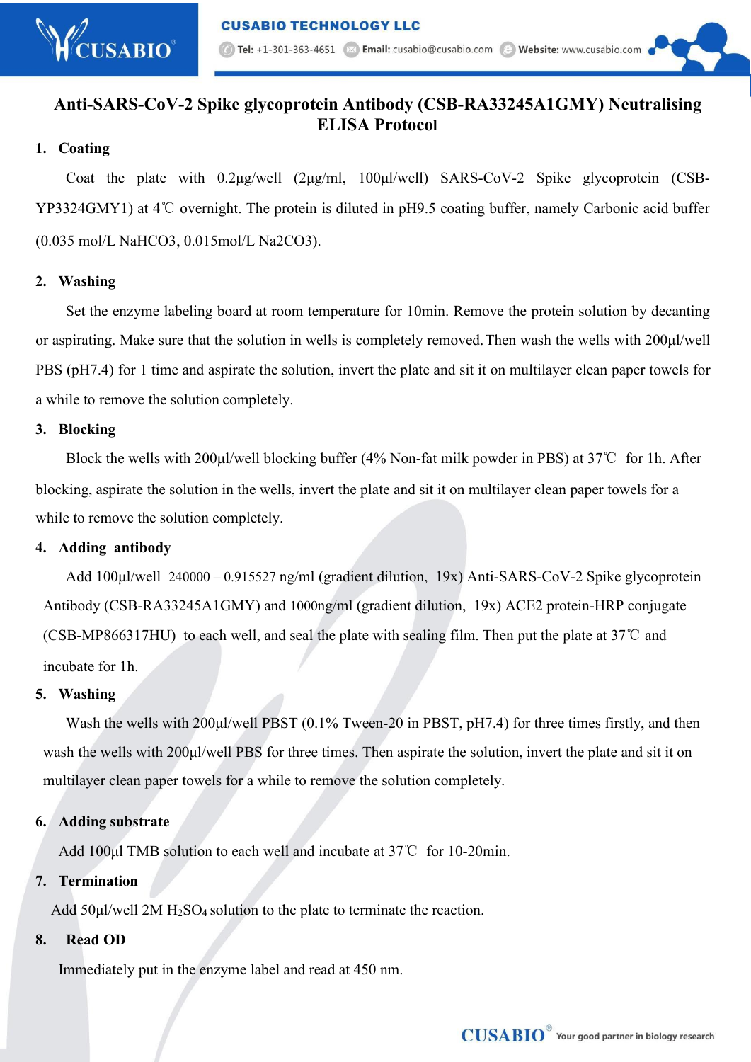# Anti-SARS-CoV-2 Spike glycoprotein Antibody (CSB-RA33245A1GMY) Neutralising ELISA Protocol

## 1. Coating

Coat the plate with 0.2μg/well (2μg/ml, 100μl/well) SARS-CoV-2 Spike glycoprotein (CSB-YP3324GMY1) at 4℃ overnight. The protein is diluted in pH9.5 coating buffer, namely Carbonic acid buffer (0.035 mol/L $NaHCO_3$, 0.015mol/L $Na_2CO_3$).

## 2. Washing

Set the enzyme labeling board at room temperature for 10min. Remove the protein solution by decanting or aspirating. Make sure that the solution in wells is completely removed. Then wash the wells with 200μl/well PBS (pH7.4) for 1 time and aspirate the solution, invert the plate and sit it on multilayer clean paper towels for a while to remove the solution completely.

## 3. Blocking

Block the wells with 200μl/well blocking buffer (4% Non-fat milk powder in PBS) at 37℃ for 1h. After blocking, aspirate the solution in the wells, invert the plate and sit it on multilayer clean paper towels for a while to remove the solution completely.

## 4. Adding antibody

Add 100μl/well 240000 – 0.915527 ng/ml (gradient dilution, 19x) Anti-SARS-CoV-2 Spike glycoprotein Antibody (CSB-RA33245A1GMY) and 1000ng/ml (gradient dilution, 19x) ACE2 protein-HRP conjugate (CSB-MP866317HU) to each well, and seal the plate with sealing film. Then put the plate at 37℃ and incubate for 1h.

## 5. Washing

Wash the wells with 200μl/well PBST (0.1% Tween-20 in PBST, pH7.4) for three times firstly, and then wash the wells with 200μl/well PBS for three times. Then aspirate the solution, invert the plate and sit it on multilayer clean paper towels for a while to remove the solution completely.

## 6. Adding substrate

Add 100μl TMB solution to each well and incubate at 37℃ for 10-20min.

## 7. Termination

Add 50μl/well 2M $H_2SO_4$ solution to the plate to terminate the reaction.

## 8. Read OD

Immediately put in the enzyme label and read at 450 nm.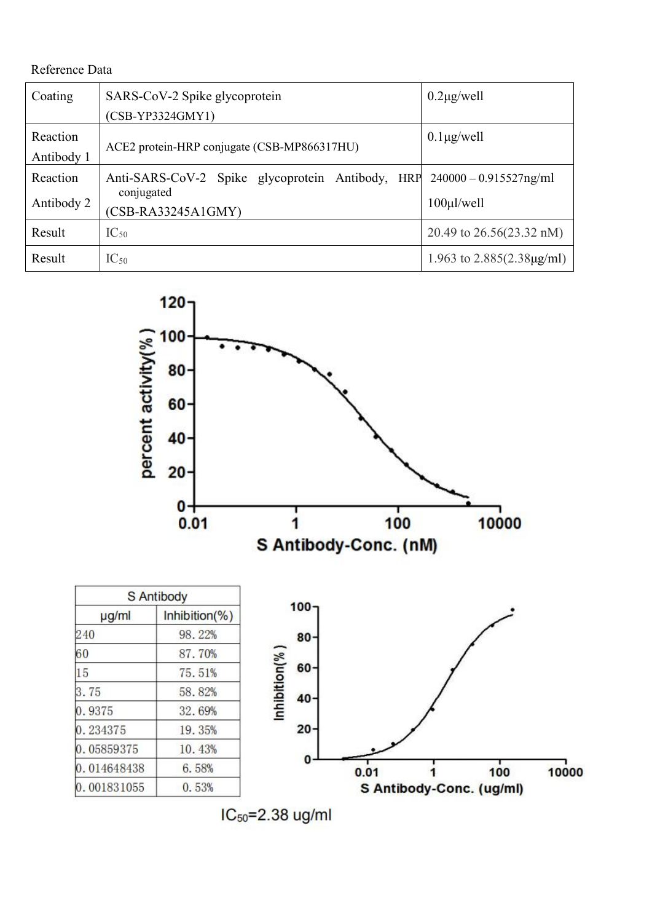Reference Data

| | | |
|---|---|---|
| Coating | SARS-CoV-2 Spike glycoprotein (CSB-YP3324GMY1) | 0.2μg/well |
| Reaction Antibody 1 | ACE2 protein-HRP conjugate (CSB-MP866317HU) | 0.1μg/well |
| Reaction Antibody 2 | Anti-SARS-CoV-2 Spike glycoprotein Antibody, HRP conjugated (CSB-RA33245A1GMY) | 240000 – 0.915527ng/ml<br>100μl/well |
| Result | $IC_{50}$ | 20.49 to 26.56(23.32 nM) |
| Result | $IC_{50}$ | 1.963 to 2.885(2.38μg/ml) |

percent activity(%)

120
100
80
60
40
20
0

0.01
1
100
10000

S Antibody-Conc. (nM)

| S Antibody | |
|---|---|
| μg/ml | Inhibition(%) |
| 240 | 98.22% |
| 60 | 87.70% |
| 15 | 75.51% |
| 3.75 | 58.82% |
| 0.9375 | 32.69% |
| 0.234375 | 19.35% |
| 0.05859375 | 10.43% |
| 0.014648438 | 6.58% |
| 0.001831055 | 0.53% |

Inhibition(%)

100
80
60
40
20
0

0.01
1
100
10000

S Antibody-Conc. (ug/ml)

$IC_{50}$=2.38 ug/ml